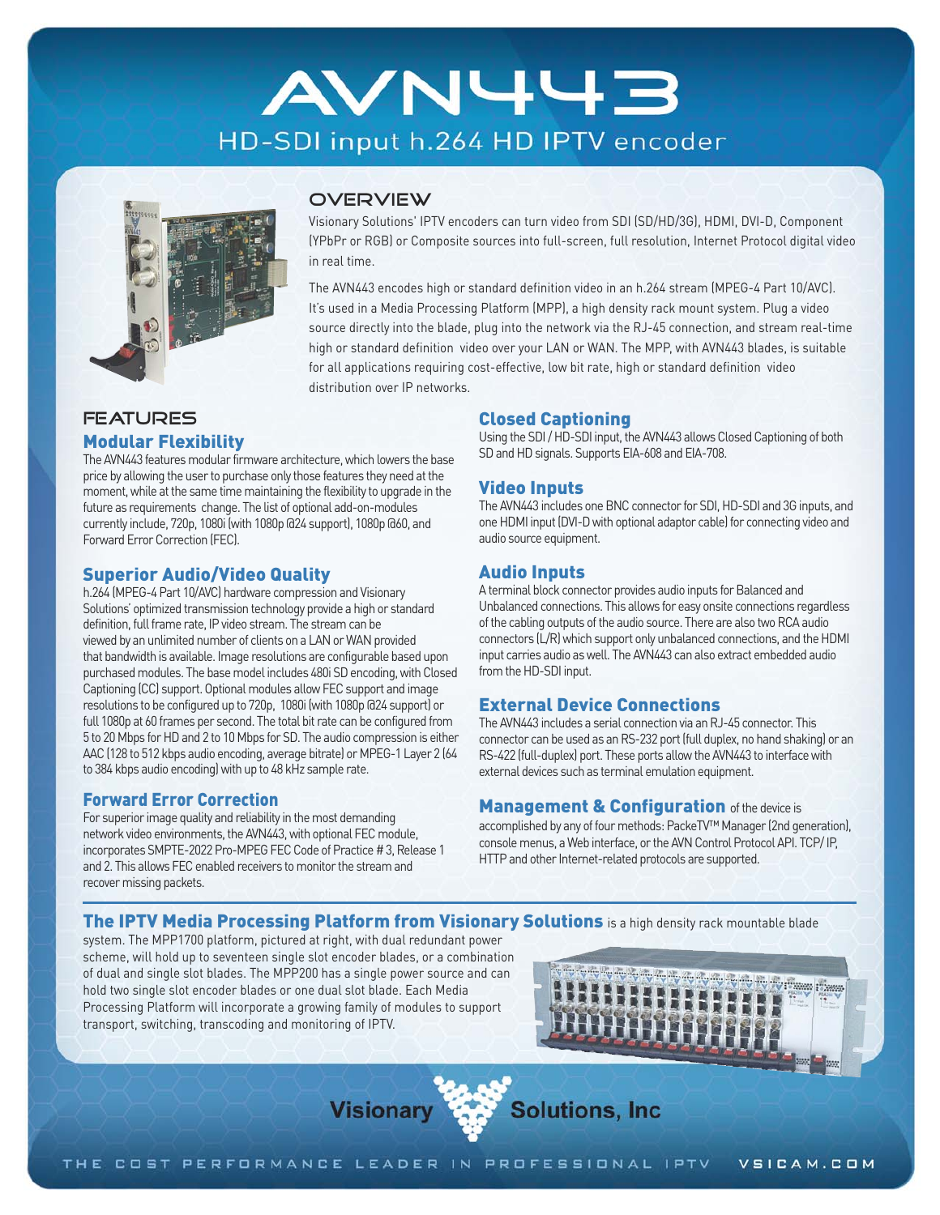# AVN443

## HD-SDI input h.264 HD IPTV encoder

## OVERVIEW

Visionary Solutions' IPTV encoders can turn video from SDI (SD/HD/3G), HDMI, DVI-D, Component (YPbPr or RGB) or Composite sources into full-screen, full resolution, Internet Protocol digital video in real time.

The AVN443 encodes high or standard definition video in an h.264 stream (MPEG-4 Part 10/AVC). It's used in a Media Processing Platform (MPP), a high density rack mount system. Plug a video source directly into the blade, plug into the network via the RJ-45 connection, and stream real-time high or standard definition video over your LAN or WAN. The MPP, with AVN443 blades, is suitable for all applications requiring cost-effective, low bit rate, high or standard definition video distribution over IP networks.

## FEATURES

### Modular Flexibility

The AVN443 features modular firmware architecture, which lowers the base price by allowing the user to purchase only those features they need at the moment, while at the same time maintaining the flexibility to upgrade in the future as requirements change. The list of optional add-on-modules currently include, 720p, 1080i (with 1080p @24 support), 1080p @60, and Forward Error Correction (FEC).

### Superior Audio/Video Quality

h.264 (MPEG-4 Part 10/AVC) hardware compression and Visionary Solutions' optimized transmission technology provide a high or standard definition, full frame rate, IP video stream. The stream can be viewed by an unlimited number of clients on a LAN or WAN provided that bandwidth is available. Image resolutions are configurable based upon purchased modules. The base model includes 480i SD encoding, with Closed Captioning (CC) support. Optional modules allow FEC support and image resolutions to be configured up to 720p, 1080i (with 1080p @24 support) or full 1080p at 60 frames per second. The total bit rate can be configured from 5 to 20 Mbps for HD and 2 to 10 Mbps for SD. The audio compression is either AAC (128 to 512 kbps audio encoding, average bitrate) or MPEG-1 Layer 2 (64 to 384 kbps audio encoding) with up to 48 kHz sample rate.

### Forward Error Correction

For superior image quality and reliability in the most demanding network video environments, the AVN443, with optional FEC module, incorporates SMPTE-2022 Pro-MPEG FEC Code of Practice # 3, Release 1 and 2. This allows FEC enabled receivers to monitor the stream and recover missing packets.

### Closed Captioning

Using the SDI / HD-SDI input, the AVN443 allows Closed Captioning of both SD and HD signals. Supports EIA-608 and EIA-708.

### Video Inputs

The AVN443 includes one BNC connector for SDI, HD-SDI and 3G inputs, and one HDMI input (DVI-D with optional adaptor cable) for connecting video and audio source equipment.

### Audio Inputs

A terminal block connector provides audio inputs for Balanced and Unbalanced connections. This allows for easy onsite connections regardless of the cabling outputs of the audio source. There are also two RCA audio connectors (L/R) which support only unbalanced connections, and the HDMI input carries audio as well. The AVN443 can also extract embedded audio from the HD-SDI input.

### External Device Connections

The AVN443 includes a serial connection via an RJ-45 connector. This connector can be used as an RS-232 port (full duplex, no hand shaking) or an RS-422 (full-duplex) port. These ports allow the AVN443 to interface with external devices such as terminal emulation equipment.

### Management & Configuration

**Management & Configuration** of the device is accomplished by any of four methods: PackeTV™ Manager (2nd generation), console menus, a Web interface, or the AVN Control Protocol API. TCP/ IP, HTTP and other Internet-related protocols are supported.

---

**The IPTV Media Processing Platform from Visionary Solutions** is a high density rack mountable blade system. The MPP1700 platform, pictured at right, with dual redundant power scheme, will hold up to seventeen single slot encoder blades, or a combination of dual and single slot blades. The MPP200 has a single power source and can hold two single slot encoder blades or one dual slot blade. Each Media Processing Platform will incorporate a growing family of modules to support transport, switching, transcoding and monitoring of IPTV.

Visionary Solutions, Inc

THE COST PERFORMANCE LEADER IN PROFESSIONAL IPTV VSICAM.COM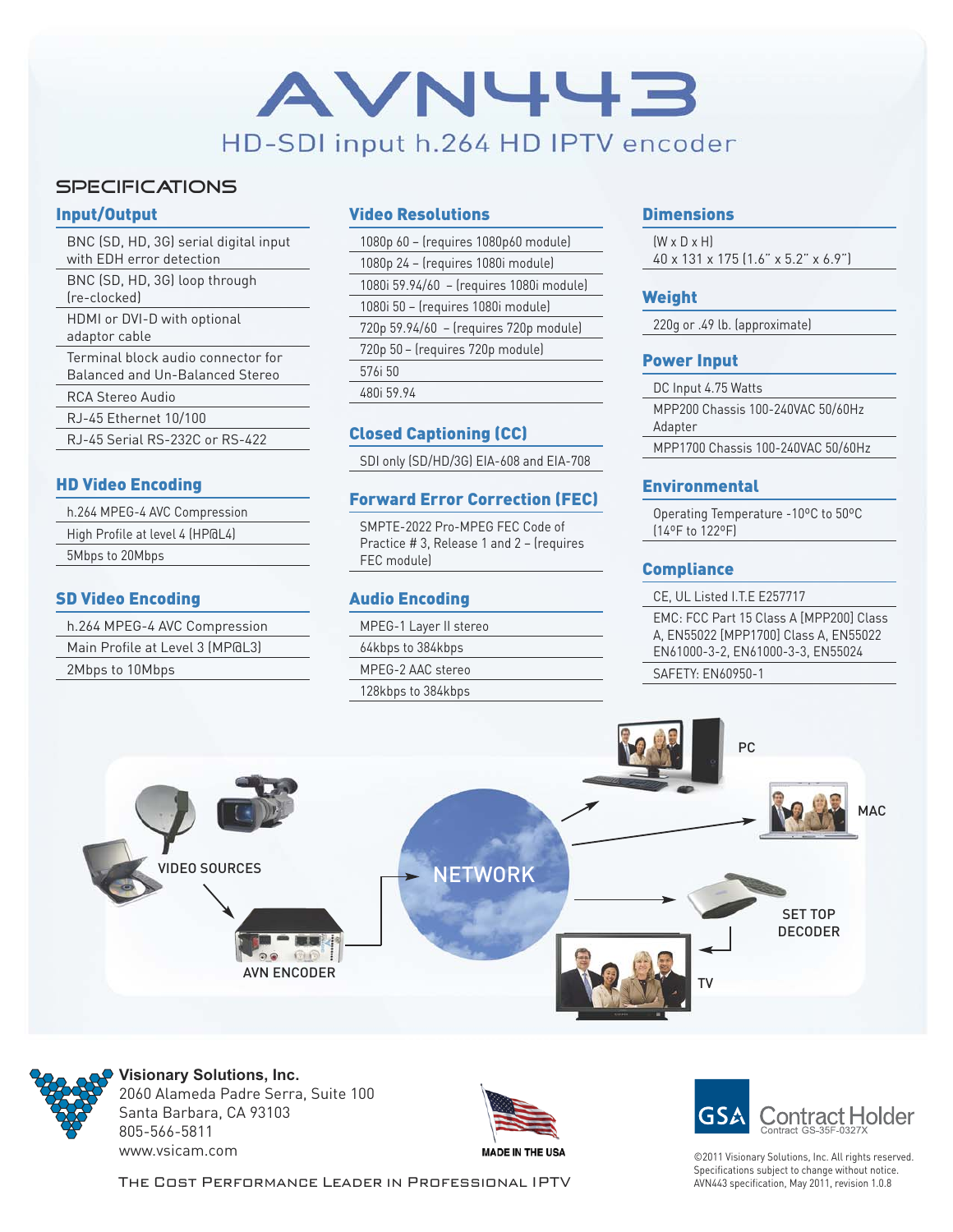# AVN443

## HD-SDI input h.264 HD IPTV encoder

## SPECIFICATIONS

### Input/Output

- BNC (SD, HD, 3G) serial digital input with EDH error detection
- BNC (SD, HD, 3G) loop through (re-clocked)
- HDMI or DVI-D with optional adaptor cable
- Terminal block audio connector for Balanced and Un-Balanced Stereo
- RCA Stereo Audio
- RJ-45 Ethernet 10/100
- RJ-45 Serial RS-232C or RS-422

### HD Video Encoding

- h.264 MPEG-4 AVC Compression
- High Profile at level 4 (HP@L4)
- 5Mbps to 20Mbps

### SD Video Encoding

- h.264 MPEG-4 AVC Compression
- Main Profile at Level 3 (MP@L3)
- 2Mbps to 10Mbps

### Video Resolutions

- 1080p 60 – (requires 1080p60 module)
- 1080p 24 – (requires 1080i module)
- 1080i 59.94/60 – (requires 1080i module)
- 1080i 50 – (requires 1080i module)
- 720p 59.94/60 – (requires 720p module)
- 720p 50 – (requires 720p module)
- 576i 50
- 480i 59.94

### Closed Captioning (CC)

- SDI only (SD/HD/3G) EIA-608 and EIA-708

### Forward Error Correction (FEC)

- SMPTE-2022 Pro-MPEG FEC Code of Practice # 3, Release 1 and 2 – (requires FEC module)

### Audio Encoding

- MPEG-1 Layer II stereo
- 64kbps to 384kbps
- MPEG-2 AAC stereo
- 128kbps to 384kbps

### Dimensions

- (W x D x H) 40 x 131 x 175 (1.6" x 5.2" x 6.9")

### Weight

- 220g or .49 lb. (approximate)

### Power Input

- DC Input 4.75 Watts
- MPP200 Chassis 100-240VAC 50/60Hz Adapter
- MPP1700 Chassis 100-240VAC 50/60Hz

### Environmental

- Operating Temperature -10ºC to 50ºC (14ºF to 122ºF)

### Compliance

- CE, UL Listed I.T.E E257717
- EMC: FCC Part 15 Class A [MPP200] Class A, EN55022 [MPP1700] Class A, EN55022 EN61000-3-2, EN61000-3-3, EN55024
- SAFETY: EN60950-1

VIDEO SOURCES

AVN ENCODER

NETWORK

PC

MAC

SET TOP DECODER

TV

**Visionary Solutions, Inc.**
2060 Alameda Padre Serra, Suite 100
Santa Barbara, CA 93103
805-566-5811
www.vsicam.com

MADE IN THE USA

GSA Contract Holder
Contract GS-35F-0327X

THE COST PERFORMANCE LEADER IN PROFESSIONAL IPTV

©2011 Visionary Solutions, Inc. All rights reserved.
Specifications subject to change without notice.
AVN443 specification, May 2011, revision 1.0.8